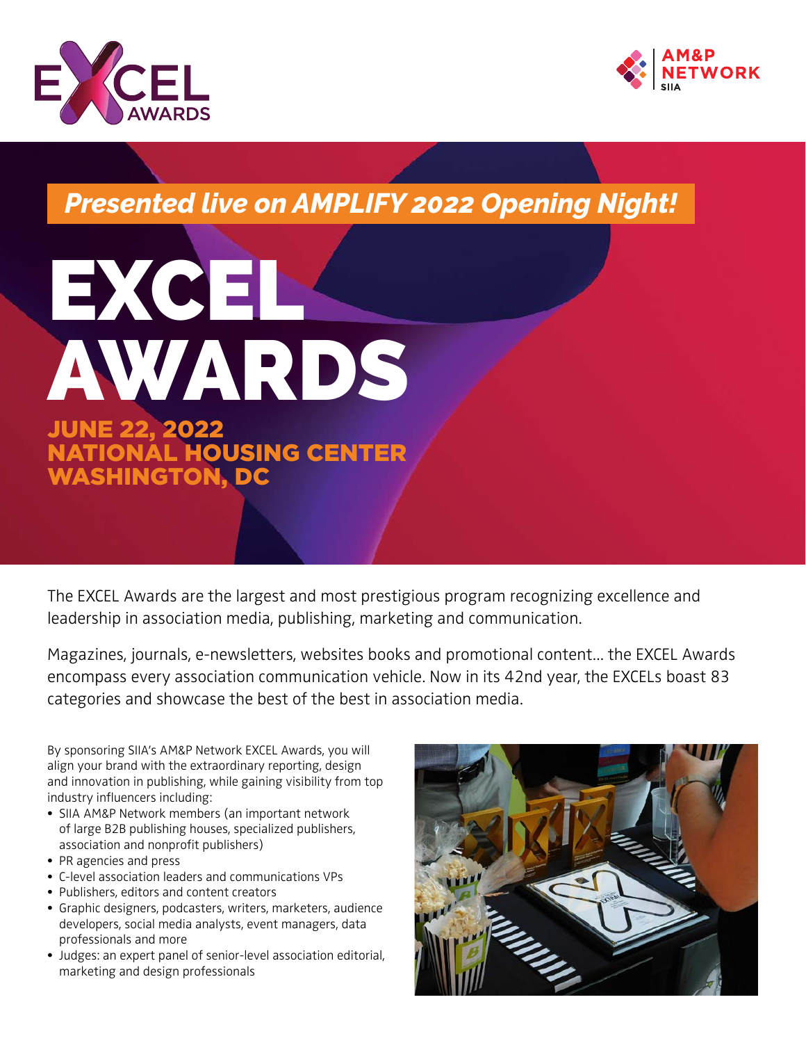EXCEL AWARDS

AM&P NETWORK SIIA

*Presented live on AMPLIFY 2022 Opening Night!*

# EXCEL AWARDS

## JUNE 22, 2022
## NATIONAL HOUSING CENTER
## WASHINGTON, DC

The EXCEL Awards are the largest and most prestigious program recognizing excellence and leadership in association media, publishing, marketing and communication.

Magazines, journals, e-newsletters, websites books and promotional content… the EXCEL Awards encompass every association communication vehicle. Now in its 42nd year, the EXCELs boast 83 categories and showcase the best of the best in association media.

By sponsoring SIIA's AM&P Network EXCEL Awards, you will align your brand with the extraordinary reporting, design and innovation in publishing, while gaining visibility from top industry influencers including:

- SIIA AM&P Network members (an important network of large B2B publishing houses, specialized publishers, association and nonprofit publishers)
- PR agencies and press
- C-level association leaders and communications VPs
- Publishers, editors and content creators
- Graphic designers, podcasters, writers, marketers, audience developers, social media analysts, event managers, data professionals and more
- Judges: an expert panel of senior-level association editorial, marketing and design professionals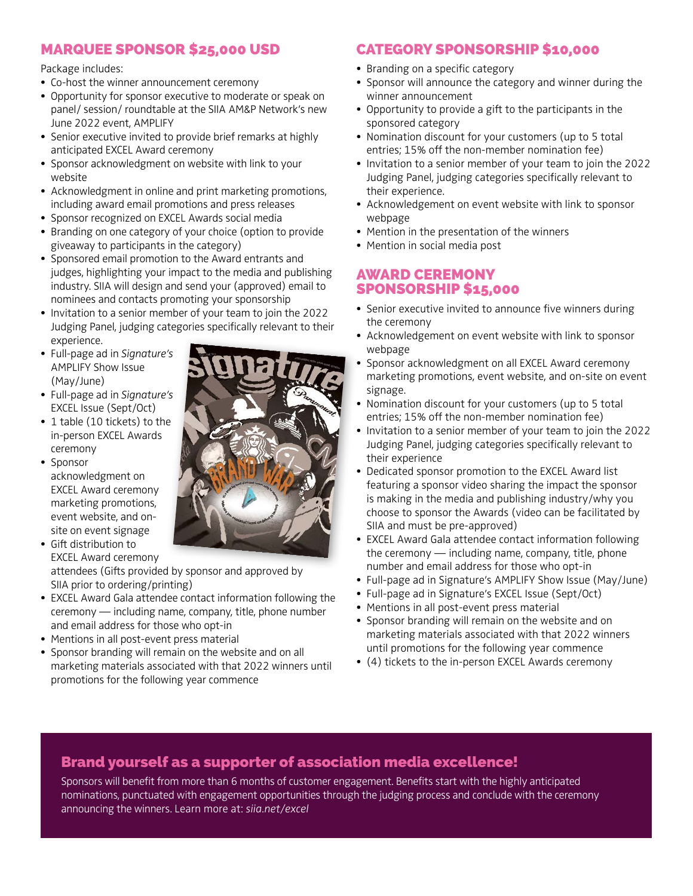## MARQUEE SPONSOR $25,000 USD

Package includes:

- Co-host the winner announcement ceremony
- Opportunity for sponsor executive to moderate or speak on panel/ session/ roundtable at the SIIA AM&P Network's new June 2022 event, AMPLIFY
- Senior executive invited to provide brief remarks at highly anticipated EXCEL Award ceremony
- Sponsor acknowledgment on website with link to your website
- Acknowledgment in online and print marketing promotions, including award email promotions and press releases
- Sponsor recognized on EXCEL Awards social media
- Branding on one category of your choice (option to provide giveaway to participants in the category)
- Sponsored email promotion to the Award entrants and judges, highlighting your impact to the media and publishing industry. SIIA will design and send your (approved) email to nominees and contacts promoting your sponsorship
- Invitation to a senior member of your team to join the 2022 Judging Panel, judging categories specifically relevant to their experience.
- Full-page ad in *Signature's* AMPLIFY Show Issue (May/June)
- Full-page ad in *Signature's* EXCEL Issue (Sept/Oct)
- 1 table (10 tickets) to the in-person EXCEL Awards ceremony
- Sponsor acknowledgment on EXCEL Award ceremony marketing promotions, event website, and on-site on event signage
- Gift distribution to EXCEL Award ceremony attendees (Gifts provided by sponsor and approved by SIIA prior to ordering/printing)
- EXCEL Award Gala attendee contact information following the ceremony — including name, company, title, phone number and email address for those who opt-in
- Mentions in all post-event press material
- Sponsor branding will remain on the website and on all marketing materials associated with that 2022 winners until promotions for the following year commence

## CATEGORY SPONSORSHIP $10,000

- Branding on a specific category
- Sponsor will announce the category and winner during the winner announcement
- Opportunity to provide a gift to the participants in the sponsored category
- Nomination discount for your customers (up to 5 total entries; 15% off the non-member nomination fee)
- Invitation to a senior member of your team to join the 2022 Judging Panel, judging categories specifically relevant to their experience.
- Acknowledgement on event website with link to sponsor webpage
- Mention in the presentation of the winners
- Mention in social media post

## AWARD CEREMONY SPONSORSHIP $15,000

- Senior executive invited to announce five winners during the ceremony
- Acknowledgement on event website with link to sponsor webpage
- Sponsor acknowledgment on all EXCEL Award ceremony marketing promotions, event website, and on-site on event signage.
- Nomination discount for your customers (up to 5 total entries; 15% off the non-member nomination fee)
- Invitation to a senior member of your team to join the 2022 Judging Panel, judging categories specifically relevant to their experience
- Dedicated sponsor promotion to the EXCEL Award list featuring a sponsor video sharing the impact the sponsor is making in the media and publishing industry/why you choose to sponsor the Awards (video can be facilitated by SIIA and must be pre-approved)
- EXCEL Award Gala attendee contact information following the ceremony — including name, company, title, phone number and email address for those who opt-in
- Full-page ad in Signature's AMPLIFY Show Issue (May/June)
- Full-page ad in Signature's EXCEL Issue (Sept/Oct)
- Mentions in all post-event press material
- Sponsor branding will remain on the website and on marketing materials associated with that 2022 winners until promotions for the following year commence
- (4) tickets to the in-person EXCEL Awards ceremony

## Brand yourself as a supporter of association media excellence!

Sponsors will benefit from more than 6 months of customer engagement. Benefits start with the highly anticipated nominations, punctuated with engagement opportunities through the judging process and conclude with the ceremony announcing the winners. Learn more at: *siia.net/excel*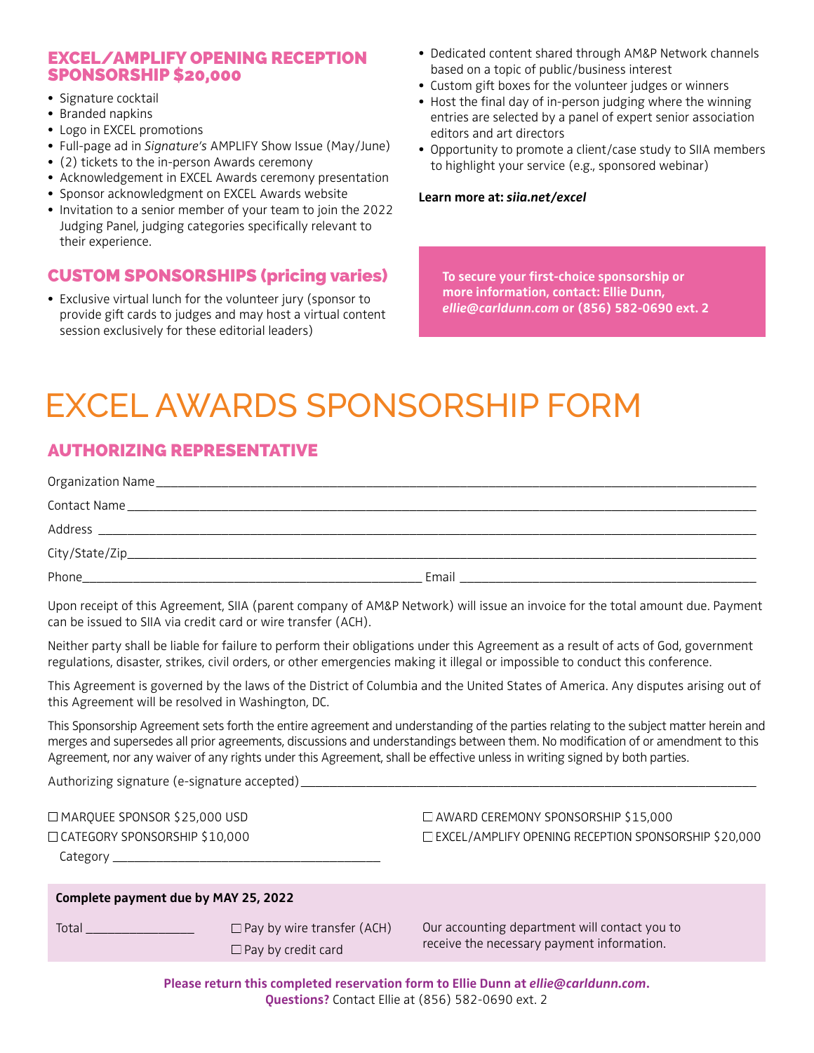## EXCEL/AMPLIFY OPENING RECEPTION SPONSORSHIP $20,000

- Signature cocktail
- Branded napkins
- Logo in EXCEL promotions
- Full-page ad in *Signature's* AMPLIFY Show Issue (May/June)
- (2) tickets to the in-person Awards ceremony
- Acknowledgement in EXCEL Awards ceremony presentation
- Sponsor acknowledgment on EXCEL Awards website
- Invitation to a senior member of your team to join the 2022 Judging Panel, judging categories specifically relevant to their experience.

## CUSTOM SPONSORSHIPS (pricing varies)

- Exclusive virtual lunch for the volunteer jury (sponsor to provide gift cards to judges and may host a virtual content session exclusively for these editorial leaders)
- Dedicated content shared through AM&P Network channels based on a topic of public/business interest
- Custom gift boxes for the volunteer judges or winners
- Host the final day of in-person judging where the winning entries are selected by a panel of expert senior association editors and art directors
- Opportunity to promote a client/case study to SIIA members to highlight your service (e.g., sponsored webinar)

**Learn more at: *siia.net/excel***

**To secure your first-choice sponsorship or more information, contact: Ellie Dunn, *ellie@carldunn.com* or (856) 582-0690 ext. 2**

# EXCEL AWARDS SPONSORSHIP FORM

## AUTHORIZING REPRESENTATIVE

Organization Name_______________________________________________

Contact Name_______________________________________________

Address _______________________________________________

City/State/Zip_______________________________________________

Phone_______________________________ Email _______________________________

Upon receipt of this Agreement, SIIA (parent company of AM&P Network) will issue an invoice for the total amount due. Payment can be issued to SIIA via credit card or wire transfer (ACH).

Neither party shall be liable for failure to perform their obligations under this Agreement as a result of acts of God, government regulations, disaster, strikes, civil orders, or other emergencies making it illegal or impossible to conduct this conference.

This Agreement is governed by the laws of the District of Columbia and the United States of America. Any disputes arising out of this Agreement will be resolved in Washington, DC.

This Sponsorship Agreement sets forth the entire agreement and understanding of the parties relating to the subject matter herein and merges and supersedes all prior agreements, discussions and understandings between them. No modification of or amendment to this Agreement, nor any waiver of any rights under this Agreement, shall be effective unless in writing signed by both parties.

Authorizing signature (e-signature accepted)_______________________________________________

☐ MARQUEE SPONSOR $25,000 USD

☐ CATEGORY SPONSORSHIP $10,000

Category _______________________________

☐ AWARD CEREMONY SPONSORSHIP $15,000

☐ EXCEL/AMPLIFY OPENING RECEPTION SPONSORSHIP $20,000

**Complete payment due by MAY 25, 2022**

Total _______________

☐ Pay by wire transfer (ACH)

☐ Pay by credit card

Our accounting department will contact you to receive the necessary payment information.

**Please return this completed reservation form to Ellie Dunn at *ellie@carldunn.com*.**
**Questions?** Contact Ellie at (856) 582-0690 ext. 2